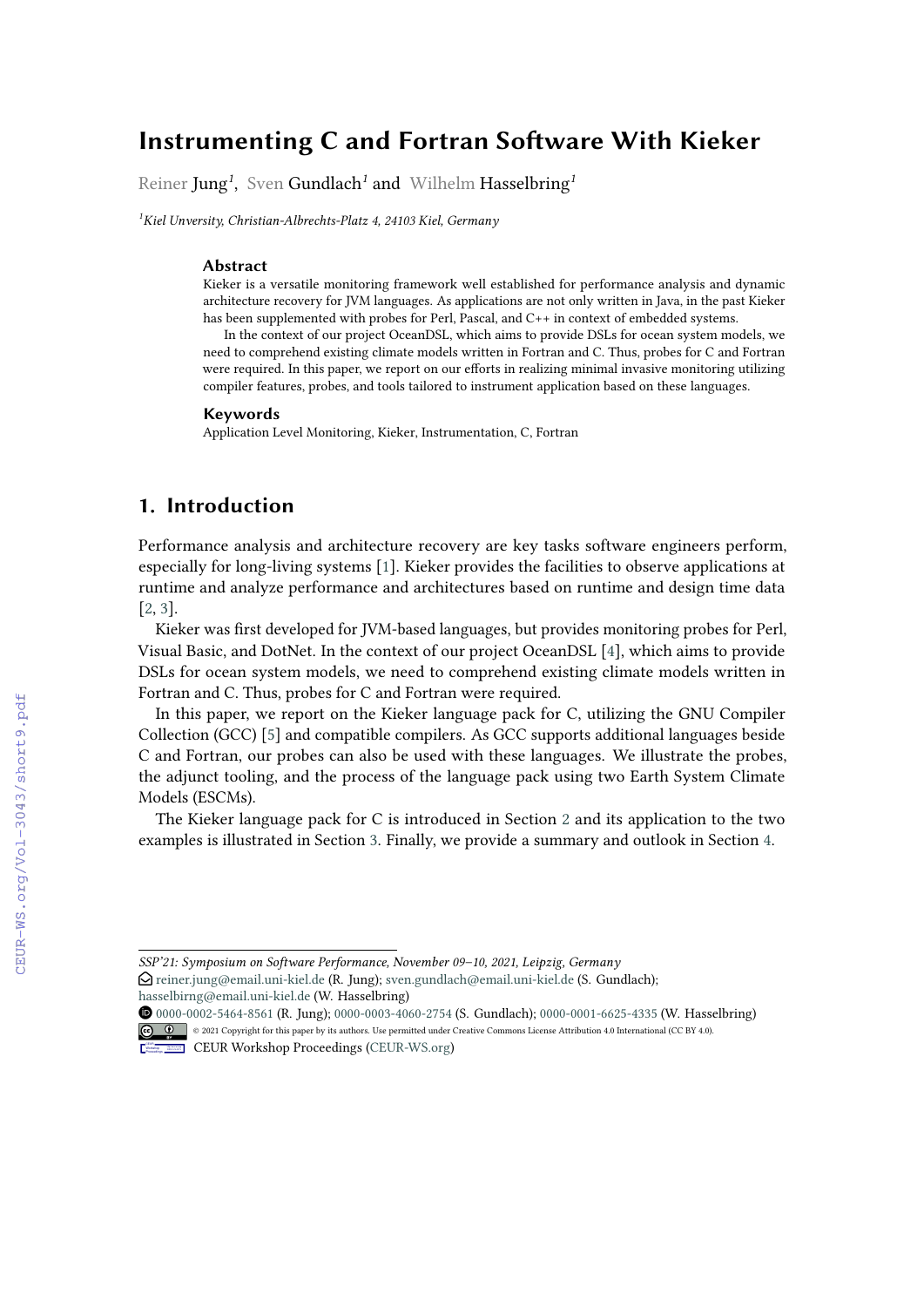# Instrumenting C and Fortran Software With Kieker

Reiner Jung[1], Sven Gundlach[1] and Wilhelm Hasselbring[1]

[1]Kiel Unversity, Christian-Albrechts-Platz 4, 24103 Kiel, Germany

### Abstract

Kieker is a versatile monitoring framework well established for performance analysis and dynamic architecture recovery for JVM languages. As applications are not only written in Java, in the past Kieker has been supplemented with probes for Perl, Pascal, and C++ in context of embedded systems.

In the context of our project OceanDSL, which aims to provide DSLs for ocean system models, we need to comprehend existing climate models written in Fortran and C. Thus, probes for C and Fortran were required. In this paper, we report on our efforts in realizing minimal invasive monitoring utilizing compiler features, probes, and tools tailored to instrument application based on these languages.

### Keywords

Application Level Monitoring, Kieker, Instrumentation, C, Fortran

## 1. Introduction

Performance analysis and architecture recovery are key tasks software engineers perform, especially for long-living systems [1]. Kieker provides the facilities to observe applications at runtime and analyze performance and architectures based on runtime and design time data [2, 3].

Kieker was first developed for JVM-based languages, but provides monitoring probes for Perl, Visual Basic, and DotNet. In the context of our project OceanDSL [4], which aims to provide DSLs for ocean system models, we need to comprehend existing climate models written in Fortran and C. Thus, probes for C and Fortran were required.

In this paper, we report on the Kieker language pack for C, utilizing the GNU Compiler Collection (GCC) [5] and compatible compilers. As GCC supports additional languages beside C and Fortran, our probes can also be used with these languages. We illustrate the probes, the adjunct tooling, and the process of the language pack using two Earth System Climate Models (ESCMs).

The Kieker language pack for C is introduced in Section 2 and its application to the two examples is illustrated in Section 3. Finally, we provide a summary and outlook in Section 4.

---

*SSP'21: Symposium on Software Performance, November 09–10, 2021, Leipzig, Germany*

reiner.jung@email.uni-kiel.de (R. Jung); sven.gundlach@email.uni-kiel.de (S. Gundlach); hasselbirng@email.uni-kiel.de (W. Hasselbring)

0000-0002-5464-8561 (R. Jung); 0000-0003-4060-2754 (S. Gundlach); 0000-0001-6625-4335 (W. Hasselbring)

© 2021 Copyright for this paper by its authors. Use permitted under Creative Commons License Attribution 4.0 International (CC BY 4.0).

CEUR Workshop Proceedings (CEUR-WS.org)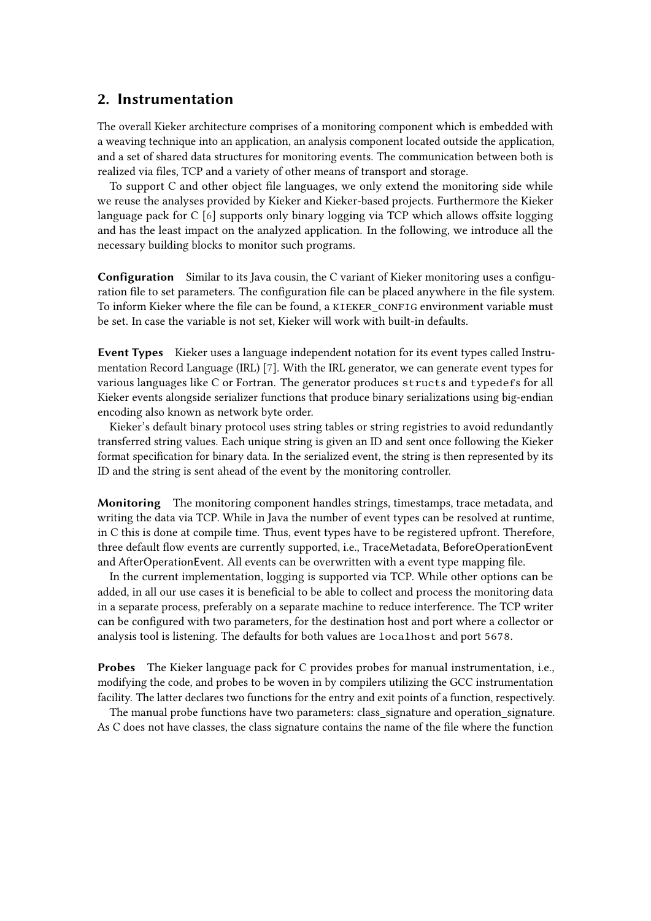## 2. Instrumentation

The overall Kieker architecture comprises of a monitoring component which is embedded with a weaving technique into an application, an analysis component located outside the application, and a set of shared data structures for monitoring events. The communication between both is realized via files, TCP and a variety of other means of transport and storage.

To support C and other object file languages, we only extend the monitoring side while we reuse the analyses provided by Kieker and Kieker-based projects. Furthermore the Kieker language pack for C [6] supports only binary logging via TCP which allows offsite logging and has the least impact on the analyzed application. In the following, we introduce all the necessary building blocks to monitor such programs.

**Configuration** Similar to its Java cousin, the C variant of Kieker monitoring uses a configuration file to set parameters. The configuration file can be placed anywhere in the file system. To inform Kieker where the file can be found, a `KIEKER_CONFIG` environment variable must be set. In case the variable is not set, Kieker will work with built-in defaults.

**Event Types** Kieker uses a language independent notation for its event types called Instrumentation Record Language (IRL) [7]. With the IRL generator, we can generate event types for various languages like C or Fortran. The generator produces `structs` and `typedefs` for all Kieker events alongside serializer functions that produce binary serializations using big-endian encoding also known as network byte order.

Kieker's default binary protocol uses string tables or string registries to avoid redundantly transferred string values. Each unique string is given an ID and sent once following the Kieker format specification for binary data. In the serialized event, the string is then represented by its ID and the string is sent ahead of the event by the monitoring controller.

**Monitoring** The monitoring component handles strings, timestamps, trace metadata, and writing the data via TCP. While in Java the number of event types can be resolved at runtime, in C this is done at compile time. Thus, event types have to be registered upfront. Therefore, three default flow events are currently supported, i.e., TraceMetadata, BeforeOperationEvent and AfterOperationEvent. All events can be overwritten with a event type mapping file.

In the current implementation, logging is supported via TCP. While other options can be added, in all our use cases it is beneficial to be able to collect and process the monitoring data in a separate process, preferably on a separate machine to reduce interference. The TCP writer can be configured with two parameters, for the destination host and port where a collector or analysis tool is listening. The defaults for both values are `localhost` and port `5678`.

**Probes** The Kieker language pack for C provides probes for manual instrumentation, i.e., modifying the code, and probes to be woven in by compilers utilizing the GCC instrumentation facility. The latter declares two functions for the entry and exit points of a function, respectively.

The manual probe functions have two parameters: class_signature and operation_signature. As C does not have classes, the class signature contains the name of the file where the function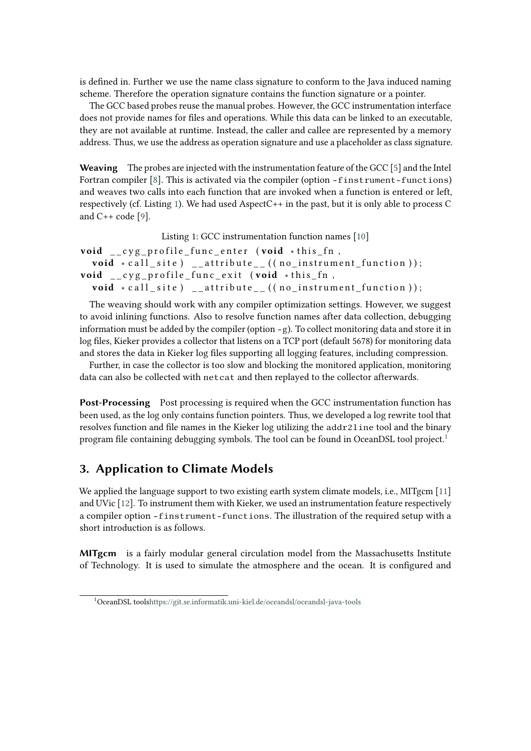is defined in. Further we use the name class signature to conform to the Java induced naming scheme. Therefore the operation signature contains the function signature or a pointer.

The GCC based probes reuse the manual probes. However, the GCC instrumentation interface does not provide names for files and operations. While this data can be linked to an executable, they are not available at runtime. Instead, the caller and callee are represented by a memory address. Thus, we use the address as operation signature and use a placeholder as class signature.

**Weaving** The probes are injected with the instrumentation feature of the GCC [5] and the Intel Fortran compiler [8]. This is activated via the compiler (option `-finstrument-functions`) and weaves two calls into each function that are invoked when a function is entered or left, respectively (cf. Listing 1). We had used AspectC++ in the past, but it is only able to process C and C++ code [9].

Listing 1: GCC instrumentation function names [10]

```
void __cyg_profile_func_enter (void *this_fn,
  void *call_site) __attribute__((no_instrument_function));
void __cyg_profile_func_exit (void *this_fn,
  void *call_site) __attribute__((no_instrument_function));
```

The weaving should work with any compiler optimization settings. However, we suggest to avoid inlining functions. Also to resolve function names after data collection, debugging information must be added by the compiler (option `-g`). To collect monitoring data and store it in log files, Kieker provides a collector that listens on a TCP port (default 5678) for monitoring data and stores the data in Kieker log files supporting all logging features, including compression.

Further, in case the collector is too slow and blocking the monitored application, monitoring data can also be collected with `netcat` and then replayed to the collector afterwards.

**Post-Processing** Post processing is required when the GCC instrumentation function has been used, as the log only contains function pointers. Thus, we developed a log rewrite tool that resolves function and file names in the Kieker log utilizing the `addr2line` tool and the binary program file containing debugging symbols. The tool can be found in OceanDSL tool project.[1]

## 3. Application to Climate Models

We applied the language support to two existing earth system climate models, i.e., MITgcm [11] and UVic [12]. To instrument them with Kieker, we used an instrumentation feature respectively a compiler option `-finstrument-functions`. The illustration of the required setup with a short introduction is as follows.

**MITgcm** is a fairly modular general circulation model from the Massachusetts Institute of Technology. It is used to simulate the atmosphere and the ocean. It is configured and

[1] OceanDSL toolshttps://git.se.informatik.uni-kiel.de/oceandsl/oceandsl-java-tools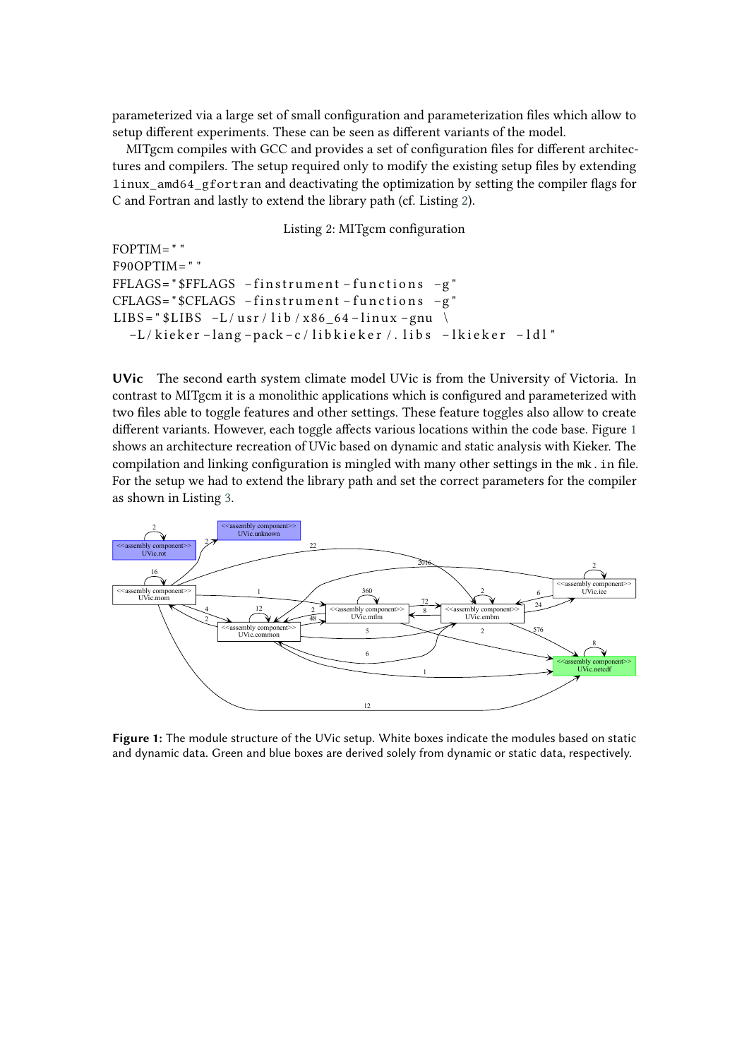parameterized via a large set of small configuration and parameterization files which allow to setup different experiments. These can be seen as different variants of the model.

MITgcm compiles with GCC and provides a set of configuration files for different architectures and compilers. The setup required only to modify the existing setup files by extending `linux_amd64_gfortran` and deactivating the optimization by setting the compiler flags for C and Fortran and lastly to extend the library path (cf. Listing 2).

Listing 2: MITgcm configuration

```
FOPTIM=""
F90OPTIM=""
FFLAGS="$FFLAGS -finstrument-functions -g"
CFLAGS="$CFLAGS -finstrument-functions -g"
LIBS="$LIBS -L/usr/lib/x86_64-linux-gnu \
  -L/kieker-lang-pack-c/libkieker/.libs -lkieker -ldl"
```

**UVic** The second earth system climate model UVic is from the University of Victoria. In contrast to MITgcm it is a monolithic applications which is configured and parameterized with two files able to toggle features and other settings. These feature toggles also allow to create different variants. However, each toggle affects various locations within the code base. Figure 1 shows an architecture recreation of UVic based on dynamic and static analysis with Kieker. The compilation and linking configuration is mingled with many other settings in the `mk.in` file. For the setup we had to extend the library path and set the correct parameters for the compiler as shown in Listing 3.

<<assembly component>>
UVic.rot

<<assembly component>>
UVic.unknown

<<assembly component>>
UVic.mom

<<assembly component>>
UVic.mtlm

<<assembly component>>
UVic.embm

<<assembly component>>
UVic.ice

<<assembly component>>
UVic.common

<<assembly component>>
UVic.netcdf

2 2 22 2016 2 16 1 360 2 72 8 6 24 4 2 12 2 48 5 2 576 8 6 1 12

**Figure 1:** The module structure of the UVic setup. White boxes indicate the modules based on static and dynamic data. Green and blue boxes are derived solely from dynamic or static data, respectively.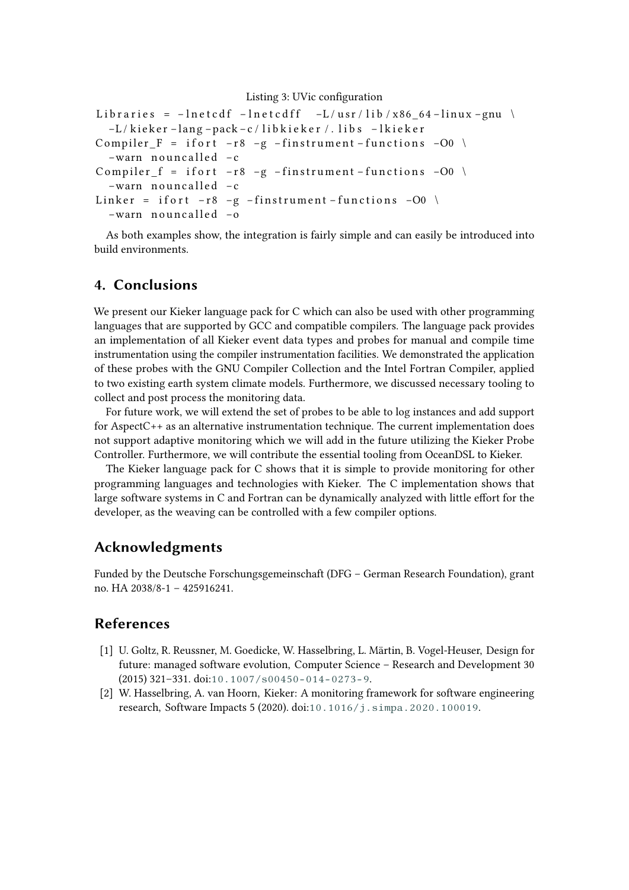Listing 3: UVic configuration

```
Libraries = -lnetcdf -lnetcdff  -L/usr/lib/x86_64-linux-gnu \
  -L/kieker-lang-pack-c/libkieker/.libs -lkieker
Compiler_F = ifort -r8 -g -finstrument-functions -O0 \
  -warn nouncalled -c
Compiler_f = ifort -r8 -g -finstrument-functions -O0 \
  -warn nouncalled -c
Linker = ifort -r8 -g -finstrument-functions -O0 \
  -warn nouncalled -o
```

As both examples show, the integration is fairly simple and can easily be introduced into build environments.

## 4. Conclusions

We present our Kieker language pack for C which can also be used with other programming languages that are supported by GCC and compatible compilers. The language pack provides an implementation of all Kieker event data types and probes for manual and compile time instrumentation using the compiler instrumentation facilities. We demonstrated the application of these probes with the GNU Compiler Collection and the Intel Fortran Compiler, applied to two existing earth system climate models. Furthermore, we discussed necessary tooling to collect and post process the monitoring data.

For future work, we will extend the set of probes to be able to log instances and add support for AspectC++ as an alternative instrumentation technique. The current implementation does not support adaptive monitoring which we will add in the future utilizing the Kieker Probe Controller. Furthermore, we will contribute the essential tooling from OceanDSL to Kieker.

The Kieker language pack for C shows that it is simple to provide monitoring for other programming languages and technologies with Kieker. The C implementation shows that large software systems in C and Fortran can be dynamically analyzed with little effort for the developer, as the weaving can be controlled with a few compiler options.

## Acknowledgments

Funded by the Deutsche Forschungsgemeinschaft (DFG – German Research Foundation), grant no. HA 2038/8-1 – 425916241.

## References

[1] U. Goltz, R. Reussner, M. Goedicke, W. Hasselbring, L. Märtin, B. Vogel-Heuser, Design for future: managed software evolution, Computer Science – Research and Development 30 (2015) 321–331. doi:10.1007/s00450-014-0273-9.

[2] W. Hasselbring, A. van Hoorn, Kieker: A monitoring framework for software engineering research, Software Impacts 5 (2020). doi:10.1016/j.simpa.2020.100019.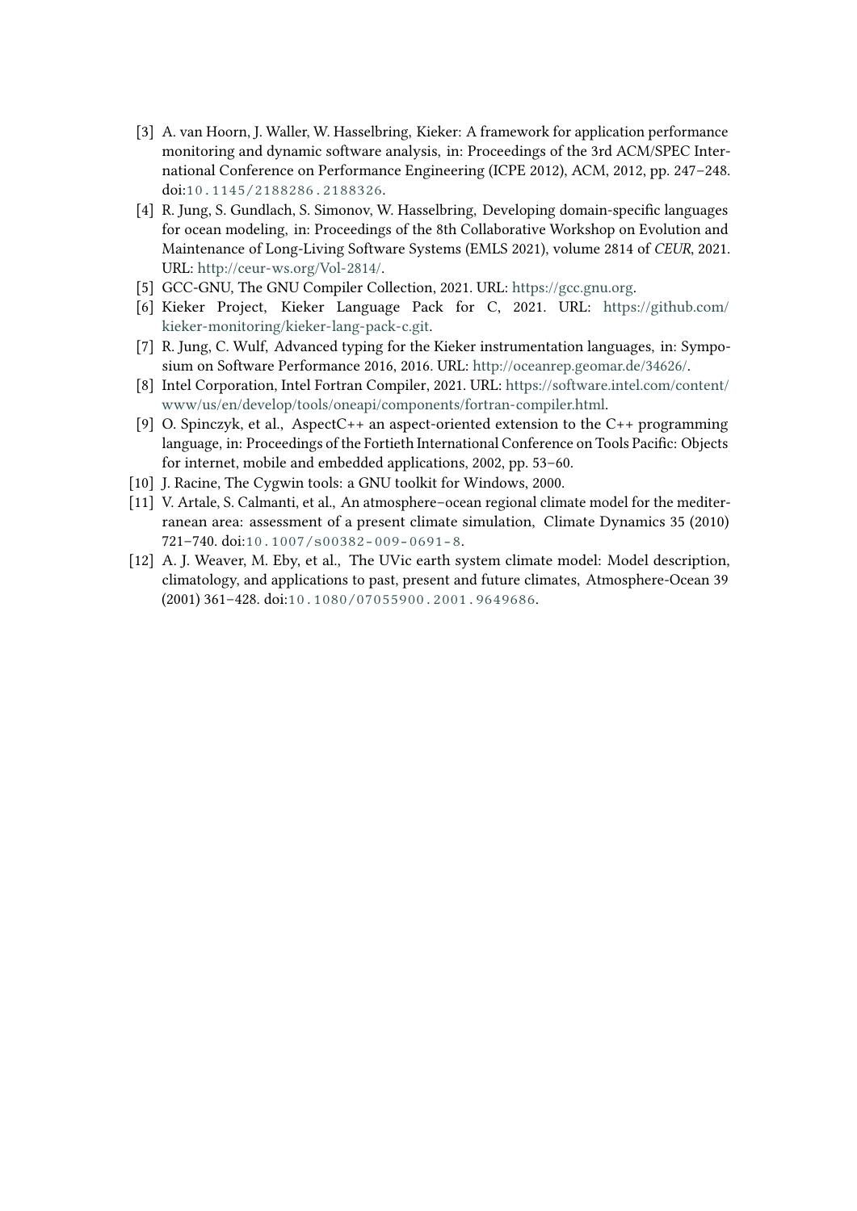[3] A. van Hoorn, J. Waller, W. Hasselbring, Kieker: A framework for application performance monitoring and dynamic software analysis, in: Proceedings of the 3rd ACM/SPEC International Conference on Performance Engineering (ICPE 2012), ACM, 2012, pp. 247–248. doi:10.1145/2188286.2188326.

[4] R. Jung, S. Gundlach, S. Simonov, W. Hasselbring, Developing domain-specific languages for ocean modeling, in: Proceedings of the 8th Collaborative Workshop on Evolution and Maintenance of Long-Living Software Systems (EMLS 2021), volume 2814 of *CEUR*, 2021. URL: http://ceur-ws.org/Vol-2814/.

[5] GCC-GNU, The GNU Compiler Collection, 2021. URL: https://gcc.gnu.org.

[6] Kieker Project, Kieker Language Pack for C, 2021. URL: https://github.com/kieker-monitoring/kieker-lang-pack-c.git.

[7] R. Jung, C. Wulf, Advanced typing for the Kieker instrumentation languages, in: Symposium on Software Performance 2016, 2016. URL: http://oceanrep.geomar.de/34626/.

[8] Intel Corporation, Intel Fortran Compiler, 2021. URL: https://software.intel.com/content/www/us/en/develop/tools/oneapi/components/fortran-compiler.html.

[9] O. Spinczyk, et al., AspectC++ an aspect-oriented extension to the C++ programming language, in: Proceedings of the Fortieth International Conference on Tools Pacific: Objects for internet, mobile and embedded applications, 2002, pp. 53–60.

[10] J. Racine, The Cygwin tools: a GNU toolkit for Windows, 2000.

[11] V. Artale, S. Calmanti, et al., An atmosphere–ocean regional climate model for the mediterranean area: assessment of a present climate simulation, Climate Dynamics 35 (2010) 721–740. doi:10.1007/s00382-009-0691-8.

[12] A. J. Weaver, M. Eby, et al., The UVic earth system climate model: Model description, climatology, and applications to past, present and future climates, Atmosphere-Ocean 39 (2001) 361–428. doi:10.1080/07055900.2001.9649686.